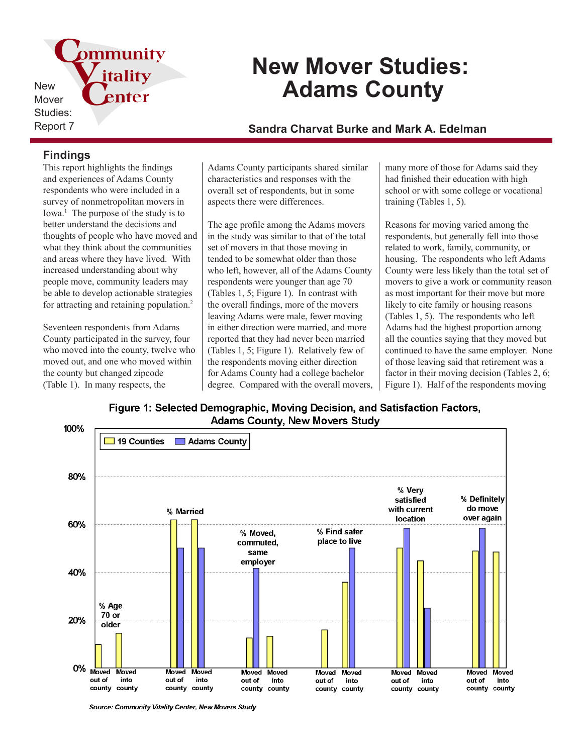New Mover Studies: Report 7

# New Mover Studies: Adams County

### Sandra Charvat Burke and Mark A. Edelman

## Findings

This report highlights the findings and experiences of Adams County respondents who were included in a survey of nonmetropolitan movers in Iowa.[1] The purpose of the study is to better understand the decisions and thoughts of people who have moved and what they think about the communities and areas where they have lived. With increased understanding about why people move, community leaders may be able to develop actionable strategies for attracting and retaining population.[2]

Seventeen respondents from Adams County participated in the survey, four who moved into the county, twelve who moved out, and one who moved within the county but changed zipcode (Table 1). In many respects, the Adams County participants shared similar characteristics and responses with the overall set of respondents, but in some aspects there were differences.

The age profile among the Adams movers in the study was similar to that of the total set of movers in that those moving in tended to be somewhat older than those who left, however, all of the Adams County respondents were younger than age 70 (Tables 1, 5; Figure 1). In contrast with the overall findings, more of the movers leaving Adams were male, fewer moving in either direction were married, and more reported that they had never been married (Tables 1, 5; Figure 1). Relatively few of the respondents moving either direction for Adams County had a college bachelor degree. Compared with the overall movers, many more of those for Adams said they had finished their education with high school or with some college or vocational training (Tables 1, 5).

Reasons for moving varied among the respondents, but generally fell into those related to work, family, community, or housing. The respondents who left Adams County were less likely than the total set of movers to give a work or community reason as most important for their move but more likely to cite family or housing reasons (Tables 1, 5). The respondents who left Adams had the highest proportion among all the counties saying that they moved but continued to have the same employer. None of those leaving said that retirement was a factor in their moving decision (Tables 2, 6; Figure 1). Half of the respondents moving

**Figure 1: Selected Demographic, Moving Decision, and Satisfaction Factors, Adams County, New Movers Study**

| Factor | Group | 19 Counties | Adams County |
|---|---|---|---|
| % Age 70 or older | Moved out of county | ~10% | 0% |
| | Moved into county | ~15% | 0% |
| % Married | Moved out of county | ~62% | 50% |
| | Moved into county | ~62% | 50% |
| % Moved, commuted, same employer | Moved out of county | ~12% | ~42% |
| | Moved into county | ~13% | 0% |
| % Find safer place to live | Moved out of county | ~16% | 0% |
| | Moved into county | ~36% | 50% |
| % Very satisfied with current location | Moved out of county | ~50% | ~58% |
| | Moved into county | ~45% | 25% |
| % Definitely do move over again | Moved out of county | ~49% | ~58% |
| | Moved into county | ~48% | 0% |

*Source: Community Vitality Center, New Movers Study*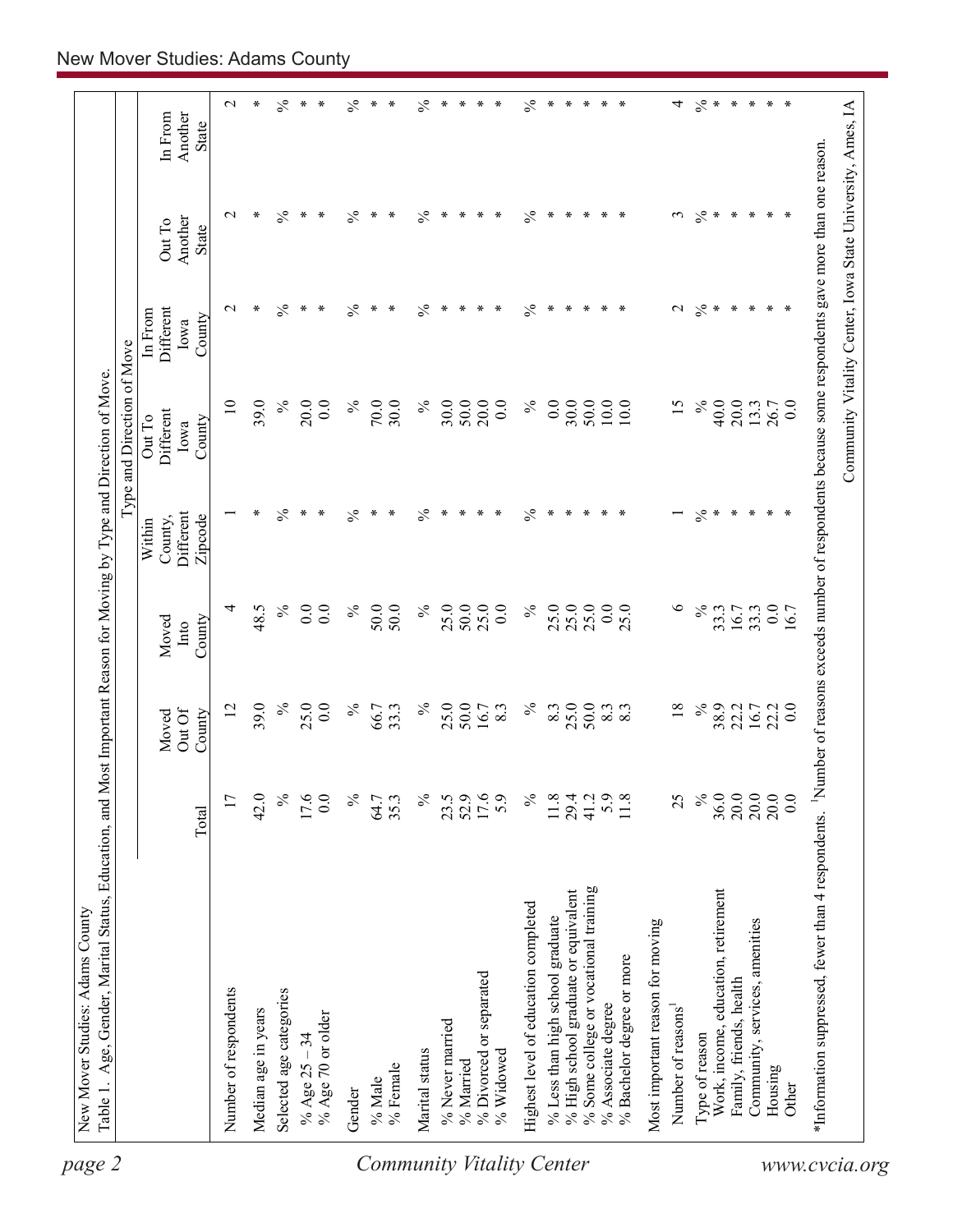New Mover Studies: Adams County

Table 1. Age, Gender, Marital Status, Education, and Most Important Reason for Moving by Type and Direction of Move.

| | Total | Moved Out Of County | Moved Into County | Within County, Different Zipcode | Out To Different Iowa County | In From Different Iowa County | Out To Another State | In From Another State |
|---|---|---|---|---|---|---|---|---|
| | | | | Type and Direction of Move | | | | |
| Number of respondents | 17 | 12 | 4 | 1 | 10 | 2 | 2 | 2 |
| Median age in years | 42.0 | 39.0 | 48.5 | * | 39.0 | * | * | * |
| Selected age categories | % | % | % | % | % | % | % | % |
| % Age 25 – 34 | 17.6 | 25.0 | 0.0 | * | 20.0 | * | * | * |
| % Age 70 or older | 0.0 | 0.0 | 0.0 | * | 0.0 | * | * | * |
| Gender | % | % | % | % | % | % | % | % |
| % Male | 64.7 | 66.7 | 50.0 | * | 70.0 | * | * | * |
| % Female | 35.3 | 33.3 | 50.0 | * | 30.0 | * | * | * |
| Marital status | % | % | % | % | % | % | % | % |
| % Never married | 23.5 | 25.0 | 25.0 | * | 30.0 | * | * | * |
| % Married | 52.9 | 50.0 | 50.0 | * | 50.0 | * | * | * |
| % Divorced or separated | 17.6 | 16.7 | 25.0 | * | 20.0 | * | * | * |
| % Widowed | 5.9 | 8.3 | 0.0 | * | 0.0 | * | * | * |
| Highest level of education completed | % | % | % | % | % | % | % | % |
| % Less than high school graduate | 11.8 | 8.3 | 25.0 | * | 0.0 | * | * | * |
| % High school graduate or equivalent | 29.4 | 25.0 | 25.0 | * | 30.0 | * | * | * |
| % Some college or vocational training | 41.2 | 50.0 | 25.0 | * | 50.0 | * | * | * |
| % Associate degree | 5.9 | 8.3 | 0.0 | * | 10.0 | * | * | * |
| % Bachelor degree or more | 11.8 | 8.3 | 25.0 | * | 10.0 | * | * | * |
| Most important reason for moving | | | | | | | | |
| Number of reasons[1] | 25 | 18 | 6 | 1 | 15 | 2 | 3 | 4 |
| Type of reason | % | % | % | % | % | % | % | % |
| Work, income, education, retirement | 36.0 | 38.9 | 33.3 | * | 40.0 | * | * | * |
| Family, friends, health | 20.0 | 22.2 | 16.7 | * | 20.0 | * | * | * |
| Community, services, amenities | 20.0 | 16.7 | 33.3 | * | 13.3 | * | * | * |
| Housing | 20.0 | 22.2 | 0.0 | * | 26.7 | * | * | * |
| Other | 0.0 | 0.0 | 16.7 | * | 0.0 | * | * | * |

*Information suppressed, fewer than 4 respondents. [1]Number of reasons exceeds number of respondents because some respondents gave more than one reason.

Community Vitality Center, Iowa State University, Ames, IA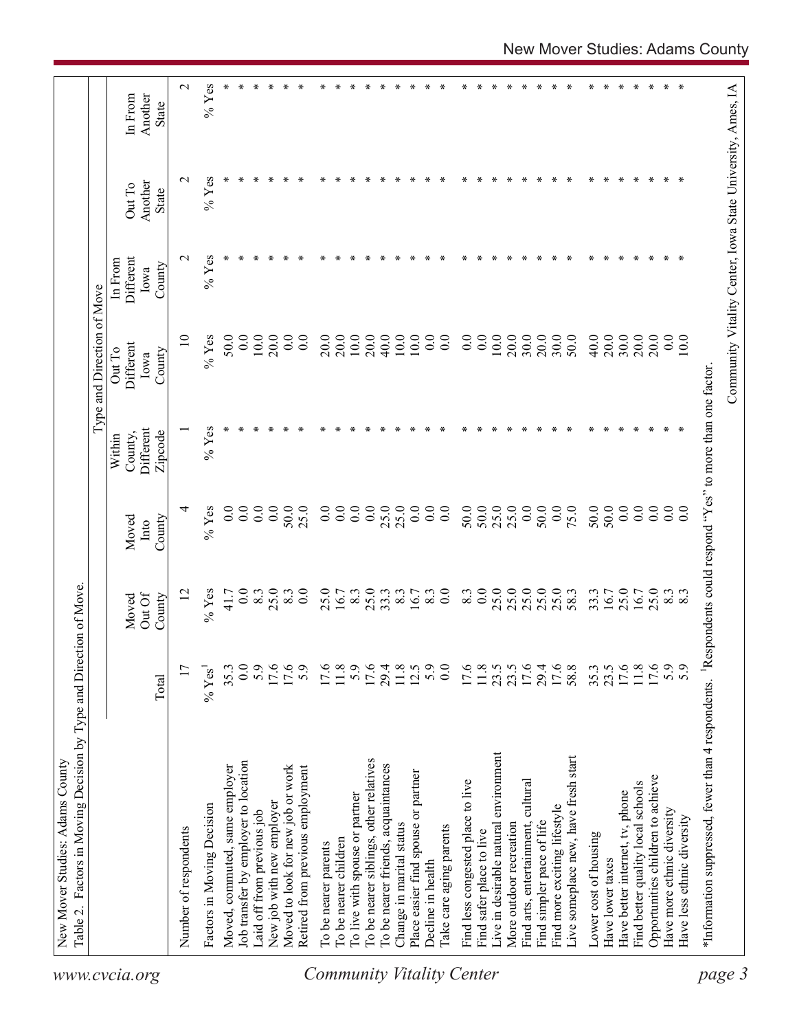New Mover Studies: Adams County

Table 2. Factors in Moving Decision by Type and Direction of Move.

| | | Type and Direction of Move | | | | | | |
|---|---|---|---|---|---|---|---|---|
| | Total | Moved Out Of County | Moved Into County | Within County, Different Zipcode | Out To Different Iowa County | In From Different Iowa County | Out To Another State | In From Another State |
| Number of respondents | 17 | 12 | 4 | 1 | 10 | 2 | 2 | 2 |
| Factors in Moving Decision | % Yes[1] | % Yes | % Yes | % Yes | % Yes | % Yes | % Yes | % Yes |
| Moved, commuted, same employer | 35.3 | 41.7 | 0.0 | * | 50.0 | * | * | * |
| Job transfer by employer to location | 0.0 | 0.0 | 0.0 | * | 0.0 | * | * | * |
| Laid off from previous job | 5.9 | 8.3 | 0.0 | * | 10.0 | * | * | * |
| New job with new employer | 17.6 | 25.0 | 0.0 | * | 20.0 | * | * | * |
| Moved to look for new job or work | 17.6 | 8.3 | 50.0 | * | 0.0 | * | * | * |
| Retired from previous employment | 5.9 | 0.0 | 25.0 | * | 0.0 | * | * | * |
| To be nearer parents | 17.6 | 25.0 | 0.0 | * | 20.0 | * | * | * |
| To be nearer children | 11.8 | 16.7 | 0.0 | * | 20.0 | * | * | * |
| To live with spouse or partner | 5.9 | 8.3 | 0.0 | * | 10.0 | * | * | * |
| To be nearer siblings, other relatives | 17.6 | 25.0 | 0.0 | * | 20.0 | * | * | * |
| To be nearer friends, acquaintances | 29.4 | 33.3 | 25.0 | * | 40.0 | * | * | * |
| Change in marital status | 11.8 | 8.3 | 25.0 | * | 10.0 | * | * | * |
| Place easier find spouse or partner | 12.5 | 16.7 | 0.0 | * | 10.0 | * | * | * |
| Decline in health | 5.9 | 8.3 | 0.0 | * | 0.0 | * | * | * |
| Take care aging parents | 0.0 | 0.0 | 0.0 | * | 0.0 | * | * | * |
| Find less congested place to live | 17.6 | 8.3 | 50.0 | * | 0.0 | * | * | * |
| Find safer place to live | 11.8 | 0.0 | 50.0 | * | 0.0 | * | * | * |
| Live in desirable natural environment | 23.5 | 25.0 | 25.0 | * | 10.0 | * | * | * |
| More outdoor recreation | 23.5 | 25.0 | 25.0 | * | 20.0 | * | * | * |
| Find arts, entertainment, cultural | 17.6 | 25.0 | 0.0 | * | 30.0 | * | * | * |
| Find simpler pace of life | 29.4 | 25.0 | 50.0 | * | 20.0 | * | * | * |
| Find more exciting lifestyle | 17.6 | 25.0 | 0.0 | * | 30.0 | * | * | * |
| Live someplace new, have fresh start | 58.8 | 58.3 | 75.0 | * | 50.0 | * | * | * |
| Lower cost of housing | 35.3 | 33.3 | 50.0 | * | 40.0 | * | * | * |
| Have lower taxes | 23.5 | 16.7 | 50.0 | * | 20.0 | * | * | * |
| Have better internet, tv, phone | 17.6 | 25.0 | 0.0 | * | 30.0 | * | * | * |
| Find better quality local schools | 11.8 | 16.7 | 0.0 | * | 20.0 | * | * | * |
| Opportunities children to achieve | 17.6 | 25.0 | 0.0 | * | 20.0 | * | * | * |
| Have more ethnic diversity | 5.9 | 8.3 | 0.0 | * | 0.0 | * | * | * |
| Have less ethnic diversity | 5.9 | 8.3 | 0.0 | * | 10.0 | * | * | * |

*Information suppressed, fewer than 4 respondents. [1]Respondents could respond "Yes" to more than one factor.

Community Vitality Center, Iowa State University, Ames, IA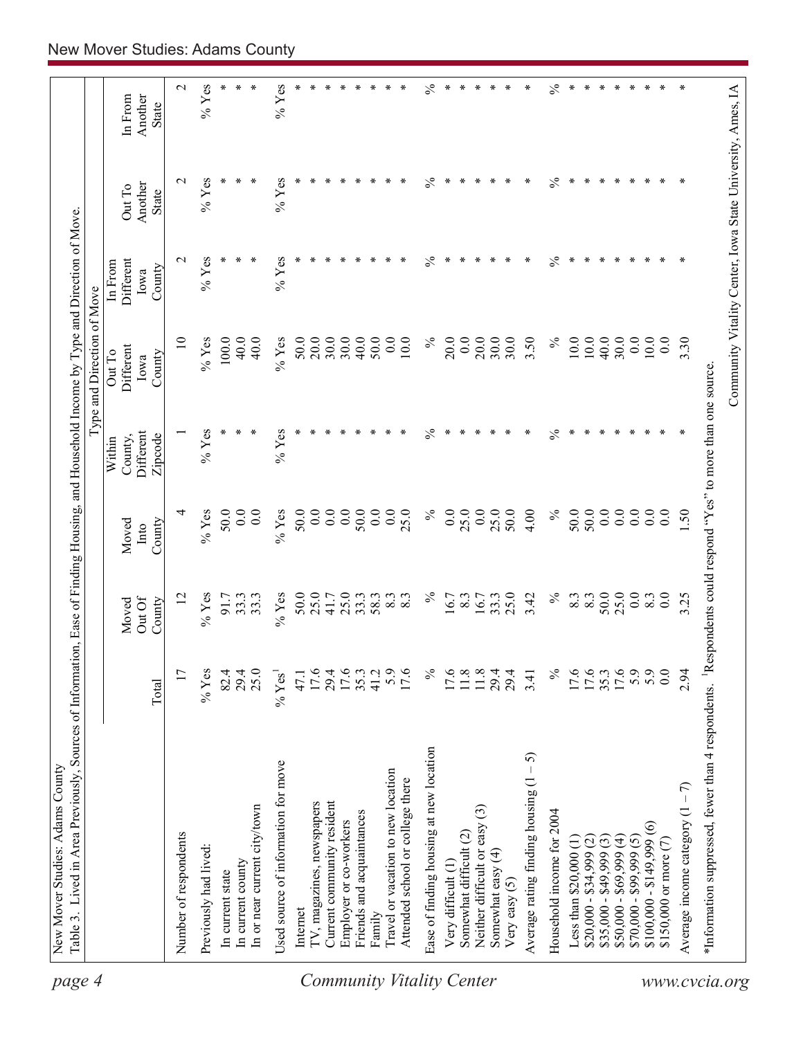New Mover Studies: Adams County

Table 3. Lived in Area Previously, Sources of Information, Ease of Finding Housing, and Household Income by Type and Direction of Move.

| | Total | Moved Out Of County | Moved Into County | Within County, Different Zipcode | Out To Different Iowa County | In From Different Iowa County | Out To Another State | In From Another State |
|---|---|---|---|---|---|---|---|---|
| | | | | Type and Direction of Move | | | | |
| Number of respondents | 17 | 12 | 4 | 1 | 10 | 2 | 2 | 2 |
| Previously had lived: | % Yes | % Yes | % Yes | % Yes | % Yes | % Yes | % Yes | % Yes |
| In current state | 82.4 | 91.7 | 50.0 | * | 100.0 | * | * | * |
| In current county | 29.4 | 33.3 | 0.0 | * | 40.0 | * | * | * |
| In or near current city/town | 25.0 | 33.3 | 0.0 | * | 40.0 | * | * | * |
| Used source of information for move | % Yes[1] | % Yes | % Yes | % Yes | % Yes | % Yes | % Yes | % Yes |
| Internet | 47.1 | 50.0 | 50.0 | * | 50.0 | * | * | * |
| TV, magazines, newspapers | 17.6 | 25.0 | 0.0 | * | 20.0 | * | * | * |
| Current community resident | 29.4 | 41.7 | 0.0 | * | 30.0 | * | * | * |
| Employer or co-workers | 17.6 | 25.0 | 0.0 | * | 30.0 | * | * | * |
| Friends and acquaintances | 35.3 | 33.3 | 50.0 | * | 40.0 | * | * | * |
| Family | 41.2 | 58.3 | 0.0 | * | 50.0 | * | * | * |
| Travel or vacation to new location | 5.9 | 8.3 | 0.0 | * | 0.0 | * | * | * |
| Attended school or college there | 17.6 | 8.3 | 25.0 | * | 10.0 | * | * | * |
| Ease of finding housing at new location | % | % | % | % | % | % | % | % |
| Very difficult (1) | 17.6 | 16.7 | 0.0 | * | 20.0 | * | * | * |
| Somewhat difficult (2) | 11.8 | 8.3 | 25.0 | * | 0.0 | * | * | * |
| Neither difficult or easy (3) | 11.8 | 16.7 | 0.0 | * | 20.0 | * | * | * |
| Somewhat easy (4) | 29.4 | 33.3 | 25.0 | * | 30.0 | * | * | * |
| Very easy (5) | 29.4 | 25.0 | 50.0 | * | 30.0 | * | * | * |
| Average rating finding housing (1 – 5) | 3.41 | 3.42 | 4.00 | * | 3.50 | * | * | * |
| Household income for 2004 | % | % | % | % | % | % | % | % |
| Less than $20,000 (1) | 17.6 | 8.3 | 50.0 | * | 10.0 | * | * | * |
| $20,000 - $34,999 (2) | 17.6 | 8.3 | 50.0 | * | 10.0 | * | * | * |
| $35,000 - $49,999 (3) | 35.3 | 50.0 | 0.0 | * | 40.0 | * | * | * |
| $50,000 - $69,999 (4) | 17.6 | 25.0 | 0.0 | * | 30.0 | * | * | * |
| $70,000 - $99,999 (5) | 5.9 | 0.0 | 0.0 | * | 0.0 | * | * | * |
| $100,000 - $149,999 (6) | 5.9 | 8.3 | 0.0 | * | 10.0 | * | * | * |
| $150,000 or more (7) | 0.0 | 0.0 | 0.0 | * | 0.0 | * | * | * |
| Average income category (1 – 7) | 2.94 | 3.25 | 1.50 | * | 3.30 | * | * | * |

*Information suppressed, fewer than 4 respondents. [1]Respondents could respond "Yes" to more than one source.

Community Vitality Center, Iowa State University, Ames, IA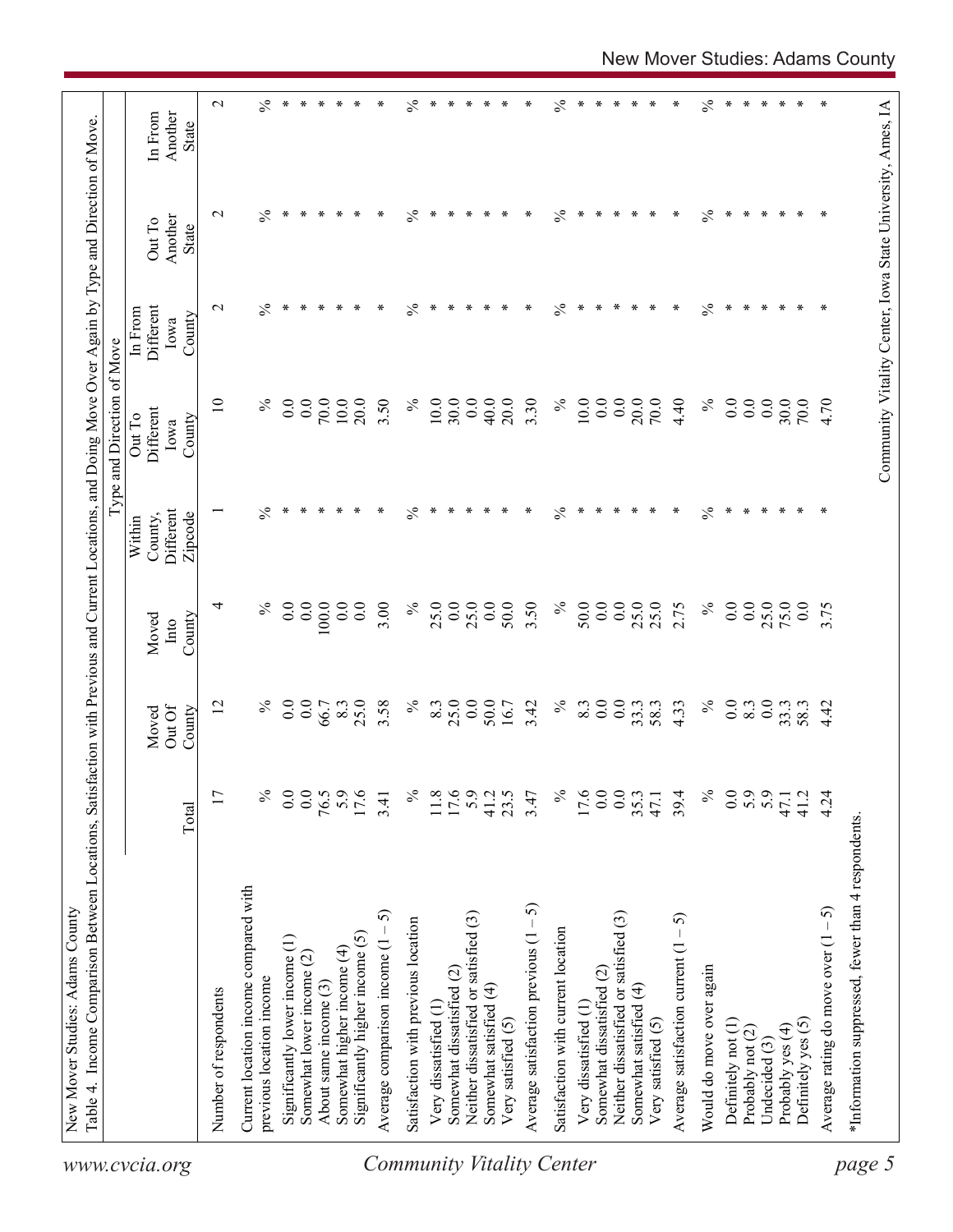New Mover Studies: Adams County

Table 4. Income Comparison Between Locations, Satisfaction with Previous and Current Locations, and Doing Move Over Again by Type and Direction of Move.

| | | | | Type and Direction of Move | | | | |
|---|---|---|---|---|---|---|---|---|
| | Total | Moved Out Of County | Moved Into County | Within County, Different Zipcode | Out To Different Iowa County | In From Different Iowa County | Out To Another State | In From Another State |
| Number of respondents | 17 | 12 | 4 | 1 | 10 | 2 | 2 | 2 |
| Current location income compared with previous location income | % | % | % | % | % | % | % | % |
| Significantly lower income (1) | 0.0 | 0.0 | 0.0 | * | 0.0 | * | * | * |
| Somewhat lower income (2) | 0.0 | 0.0 | 0.0 | * | 0.0 | * | * | * |
| About same income (3) | 76.5 | 66.7 | 100.0 | * | 70.0 | * | * | * |
| Somewhat higher income (4) | 5.9 | 8.3 | 0.0 | * | 10.0 | * | * | * |
| Significantly higher income (5) | 17.6 | 25.0 | 0.0 | * | 20.0 | * | * | * |
| Average comparison income (1 – 5) | 3.41 | 3.58 | 3.00 | * | 3.50 | * | * | * |
| Satisfaction with previous location | % | % | % | % | % | % | % | % |
| Very dissatisfied (1) | 11.8 | 8.3 | 25.0 | * | 10.0 | * | * | * |
| Somewhat dissatisfied (2) | 17.6 | 25.0 | 0.0 | * | 30.0 | * | * | * |
| Neither dissatisfied or satisfied (3) | 5.9 | 0.0 | 25.0 | * | 0.0 | * | * | * |
| Somewhat satisfied (4) | 41.2 | 50.0 | 0.0 | * | 40.0 | * | * | * |
| Very satisfied (5) | 23.5 | 16.7 | 50.0 | * | 20.0 | * | * | * |
| Average satisfaction previous (1 – 5) | 3.47 | 3.42 | 3.50 | * | 3.30 | * | * | * |
| Satisfaction with current location | % | % | % | % | % | % | % | % |
| Very dissatisfied (1) | 17.6 | 8.3 | 50.0 | * | 10.0 | * | * | * |
| Somewhat dissatisfied (2) | 0.0 | 0.0 | 0.0 | * | 0.0 | * | * | * |
| Neither dissatisfied or satisfied (3) | 0.0 | 0.0 | 0.0 | * | 0.0 | * | * | * |
| Somewhat satisfied (4) | 35.3 | 33.3 | 25.0 | * | 20.0 | * | * | * |
| Very satisfied (5) | 47.1 | 58.3 | 25.0 | * | 70.0 | * | * | * |
| Average satisfaction current (1 – 5) | 39.4 | 4.33 | 2.75 | * | 4.40 | * | * | * |
| Would do move over again | % | % | % | % | % | % | % | % |
| Definitely not (1) | 0.0 | 0.0 | 0.0 | * | 0.0 | * | * | * |
| Probably not (2) | 5.9 | 8.3 | 0.0 | * | 0.0 | * | * | * |
| Undecided (3) | 5.9 | 0.0 | 25.0 | * | 0.0 | * | * | * |
| Probably yes (4) | 47.1 | 33.3 | 75.0 | * | 30.0 | * | * | * |
| Definitely yes (5) | 41.2 | 58.3 | 0.0 | * | 70.0 | * | * | * |
| Average rating do move over (1 – 5) | 4.24 | 4.42 | 3.75 | * | 4.70 | * | * | * |

*Information suppressed, fewer than 4 respondents.

Community Vitality Center, Iowa State University, Ames, IA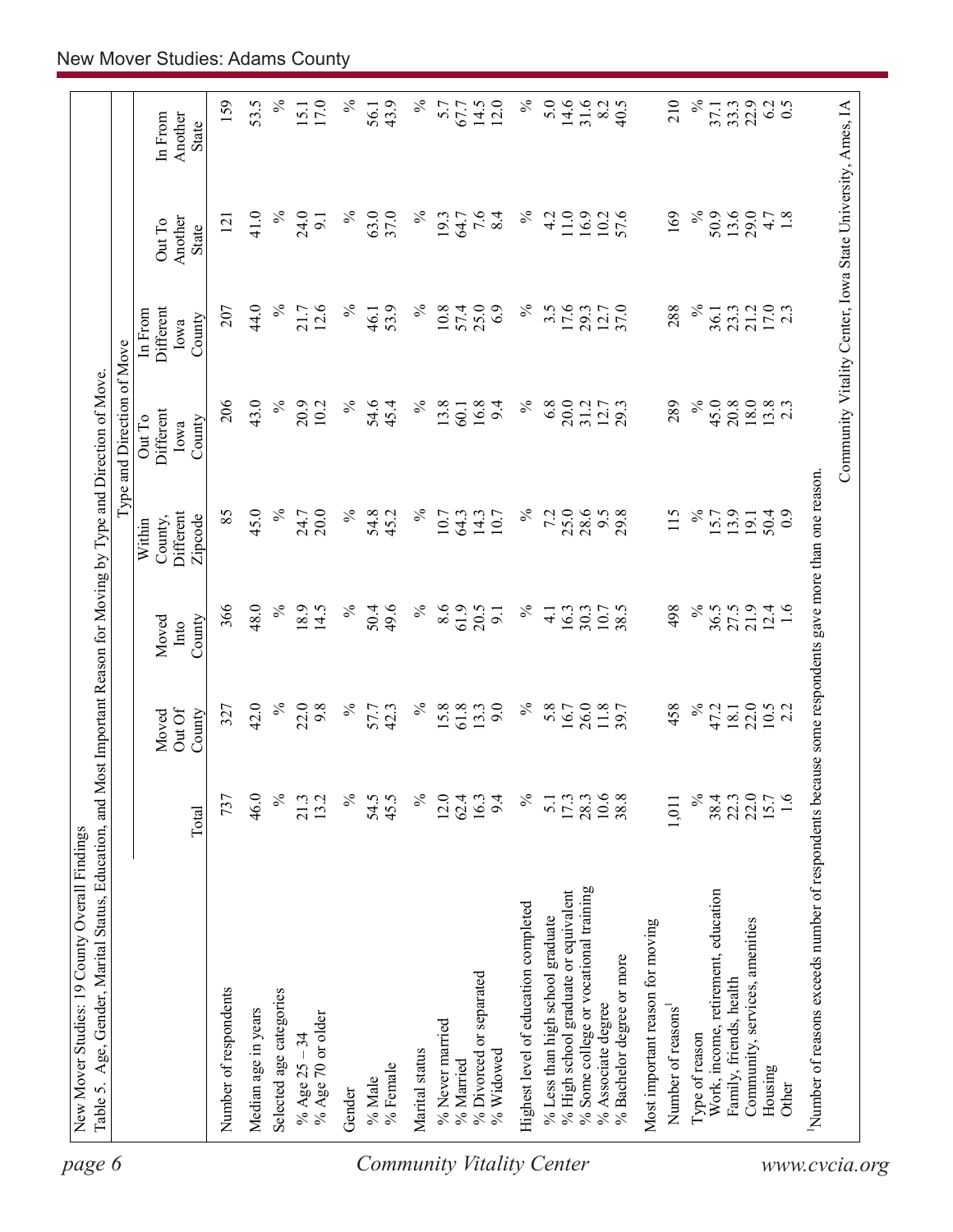New Mover Studies: 19 County Overall Findings

Table 5. Age, Gender, Marital Status, Education, and Most Important Reason for Moving by Type and Direction of Move.

| | Total | Moved Out Of County | Moved Into County | Type and Direction of Move: Within County, Different Zipcode | Out To Different Iowa County | In From Different Iowa County | Out To Another State | In From Another State |
|---|---|---|---|---|---|---|---|---|
| Number of respondents | 737 | 327 | 366 | 85 | 206 | 207 | 121 | 159 |
| Median age in years | 46.0 | 42.0 | 48.0 | 45.0 | 43.0 | 44.0 | 41.0 | 53.5 |
| Selected age categories | % | % | % | % | % | % | % | % |
| % Age 25 – 34 | 21.3 | 22.0 | 18.9 | 24.7 | 20.9 | 21.7 | 24.0 | 15.1 |
| % Age 70 or older | 13.2 | 9.8 | 14.5 | 20.0 | 10.2 | 12.6 | 9.1 | 17.0 |
| Gender | % | % | % | % | % | % | % | % |
| % Male | 54.5 | 57.7 | 50.4 | 54.8 | 54.6 | 46.1 | 63.0 | 56.1 |
| % Female | 45.5 | 42.3 | 49.6 | 45.2 | 45.4 | 53.9 | 37.0 | 43.9 |
| Marital status | % | % | % | % | % | % | % | % |
| % Never married | 12.0 | 15.8 | 8.6 | 10.7 | 13.8 | 10.8 | 19.3 | 5.7 |
| % Married | 62.4 | 61.8 | 61.9 | 64.3 | 60.1 | 57.4 | 64.7 | 67.7 |
| % Divorced or separated | 16.3 | 13.3 | 20.5 | 14.3 | 16.8 | 25.0 | 7.6 | 14.5 |
| % Widowed | 9.4 | 9.0 | 9.1 | 10.7 | 9.4 | 6.9 | 8.4 | 12.0 |
| Highest level of education completed | % | % | % | % | % | % | % | % |
| % Less than high school graduate | 5.1 | 5.8 | 4.1 | 7.2 | 6.8 | 3.5 | 4.2 | 5.0 |
| % High school graduate or equivalent | 17.3 | 16.7 | 16.3 | 25.0 | 20.0 | 17.6 | 11.0 | 14.6 |
| % Some college or vocational training | 28.3 | 26.0 | 30.3 | 28.6 | 31.2 | 29.3 | 16.9 | 31.6 |
| % Associate degree | 10.6 | 11.8 | 10.7 | 9.5 | 12.7 | 12.7 | 10.2 | 8.2 |
| % Bachelor degree or more | 38.8 | 39.7 | 38.5 | 29.8 | 29.3 | 37.0 | 57.6 | 40.5 |
| Most important reason for moving | | | | | | | | |
| Number of reasons[1] | 1,011 | 458 | 498 | 115 | 289 | 288 | 169 | 210 |
| Type of reason | % | % | % | % | % | % | % | % |
| Work, income, retirement, education | 38.4 | 47.2 | 36.5 | 15.7 | 45.0 | 36.1 | 50.9 | 37.1 |
| Family, friends, health | 22.3 | 18.1 | 27.5 | 13.9 | 20.8 | 23.3 | 13.6 | 33.3 |
| Community, services, amenities | 22.0 | 22.0 | 21.9 | 19.1 | 18.0 | 21.2 | 29.0 | 22.9 |
| Housing | 15.7 | 10.5 | 12.4 | 50.4 | 13.8 | 17.0 | 4.7 | 6.2 |
| Other | 1.6 | 2.2 | 1.6 | 0.9 | 2.3 | 2.3 | 1.8 | 0.5 |

[1]Number of reasons exceeds number of respondents because some respondents gave more than one reason.

Community Vitality Center, Iowa State University, Ames, IA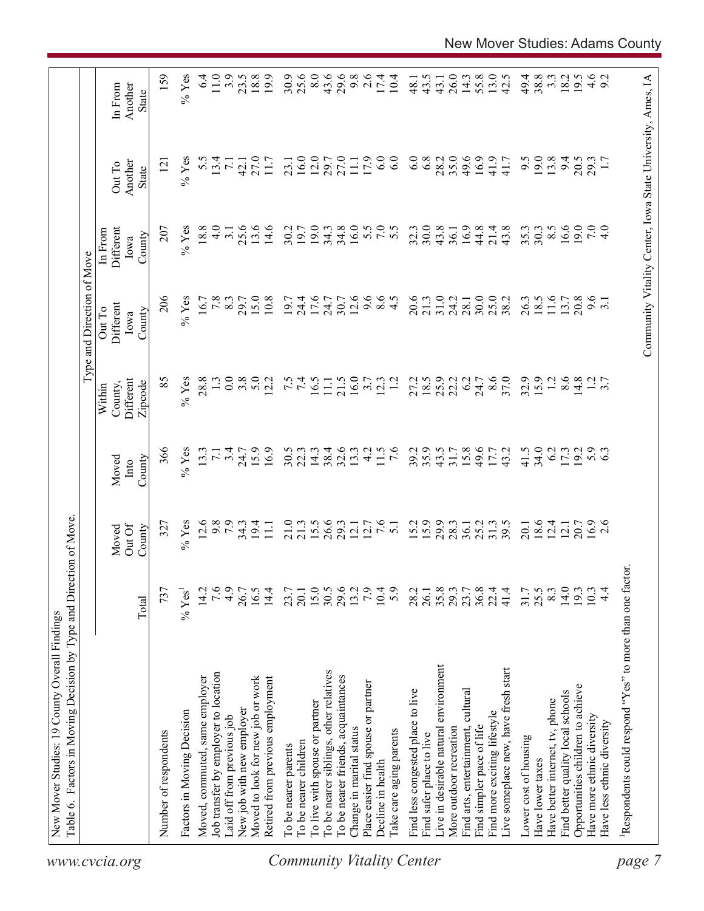New Mover Studies: 19 County Overall Findings

Table 6. Factors in Moving Decision by Type and Direction of Move.

| | | | | Type and Direction of Move | | | | |
|---|---|---|---|---|---|---|---|---|
| | Total | Moved Out Of County | Moved Into County | Within County, Different Zipcode | Out To Different Iowa County | In From Different Iowa County | Out To Another State | In From Another State |
| Number of respondents | 737 | 327 | 366 | 85 | 206 | 207 | 121 | 159 |
| Factors in Moving Decision | % Yes[1] | % Yes | % Yes | % Yes | % Yes | % Yes | % Yes | % Yes |
| Moved, commuted, same employer | 14.2 | 12.6 | 13.3 | 28.8 | 16.7 | 18.8 | 5.5 | 6.4 |
| Job transfer by employer to location | 7.6 | 9.8 | 7.1 | 1.3 | 7.8 | 4.0 | 13.4 | 11.0 |
| Laid off from previous job | 4.9 | 7.9 | 3.4 | 0.0 | 8.3 | 3.1 | 7.1 | 3.9 |
| New job with new employer | 26.7 | 34.3 | 24.7 | 3.8 | 29.7 | 25.6 | 42.1 | 23.5 |
| Moved to look for new job or work | 16.5 | 19.4 | 15.9 | 5.0 | 15.0 | 13.6 | 27.0 | 18.8 |
| Retired from previous employment | 14.4 | 11.1 | 16.9 | 12.2 | 10.8 | 14.6 | 11.7 | 19.9 |
| To be nearer parents | 23.7 | 21.0 | 30.5 | 7.5 | 19.7 | 30.2 | 23.1 | 30.9 |
| To be nearer children | 20.1 | 21.3 | 22.3 | 7.4 | 24.4 | 19.7 | 16.0 | 25.6 |
| To live with spouse or partner | 15.0 | 15.5 | 14.3 | 16.5 | 17.6 | 19.0 | 12.0 | 8.0 |
| To be nearer siblings, other relatives | 30.5 | 26.6 | 38.4 | 11.1 | 24.7 | 34.3 | 29.7 | 43.6 |
| To be nearer friends, acquaintances | 29.6 | 29.3 | 32.6 | 21.5 | 30.7 | 34.8 | 27.0 | 29.6 |
| Change in marital status | 13.2 | 12.1 | 13.3 | 16.0 | 12.6 | 16.0 | 11.1 | 9.8 |
| Place easier find spouse or partner | 7.9 | 12.7 | 4.2 | 3.7 | 9.6 | 5.5 | 17.9 | 2.6 |
| Decline in health | 10.4 | 7.6 | 11.5 | 12.3 | 8.6 | 7.0 | 6.0 | 17.4 |
| Take care aging parents | 5.9 | 5.1 | 7.6 | 1.2 | 4.5 | 5.5 | 6.0 | 10.4 |
| Find less congested place to live | 28.2 | 15.2 | 39.2 | 27.2 | 20.6 | 32.3 | 6.0 | 48.1 |
| Find safer place to live | 26.1 | 15.9 | 35.9 | 18.5 | 21.3 | 30.0 | 6.8 | 43.5 |
| Live in desirable natural environment | 35.8 | 29.9 | 43.5 | 25.9 | 31.0 | 43.8 | 28.2 | 43.1 |
| More outdoor recreation | 29.3 | 28.3 | 31.7 | 22.2 | 24.2 | 36.1 | 35.0 | 26.0 |
| Find arts, entertainment, cultural | 23.7 | 36.1 | 15.8 | 6.2 | 28.1 | 16.9 | 49.6 | 14.3 |
| Find simpler pace of life | 36.8 | 25.2 | 49.6 | 24.7 | 30.0 | 44.8 | 16.9 | 55.8 |
| Find more exciting lifestyle | 22.4 | 31.3 | 17.7 | 8.6 | 25.0 | 21.4 | 41.9 | 13.0 |
| Live someplace new, have fresh start | 41.4 | 39.5 | 43.2 | 37.0 | 38.2 | 43.8 | 41.7 | 42.5 |
| Lower cost of housing | 31.7 | 20.1 | 41.5 | 32.9 | 26.3 | 35.3 | 9.5 | 49.4 |
| Have lower taxes | 25.5 | 18.6 | 34.0 | 15.9 | 18.5 | 30.3 | 19.0 | 38.8 |
| Have better internet, tv, phone | 8.3 | 12.4 | 6.2 | 1.2 | 11.6 | 8.5 | 13.8 | 3.3 |
| Find better quality local schools | 14.0 | 12.1 | 17.3 | 8.6 | 13.7 | 16.6 | 9.4 | 18.2 |
| Opportunities children to achieve | 19.3 | 20.7 | 19.2 | 14.8 | 20.8 | 19.0 | 20.5 | 19.5 |
| Have more ethnic diversity | 10.3 | 16.9 | 5.9 | 1.2 | 9.6 | 7.0 | 29.3 | 4.6 |
| Have less ethnic diversity | 4.4 | 2.6 | 6.3 | 3.7 | 3.1 | 4.0 | 1.7 | 9.2 |

[1]Respondents could respond "Yes" to more than one factor.

Community Vitality Center, Iowa State University, Ames, IA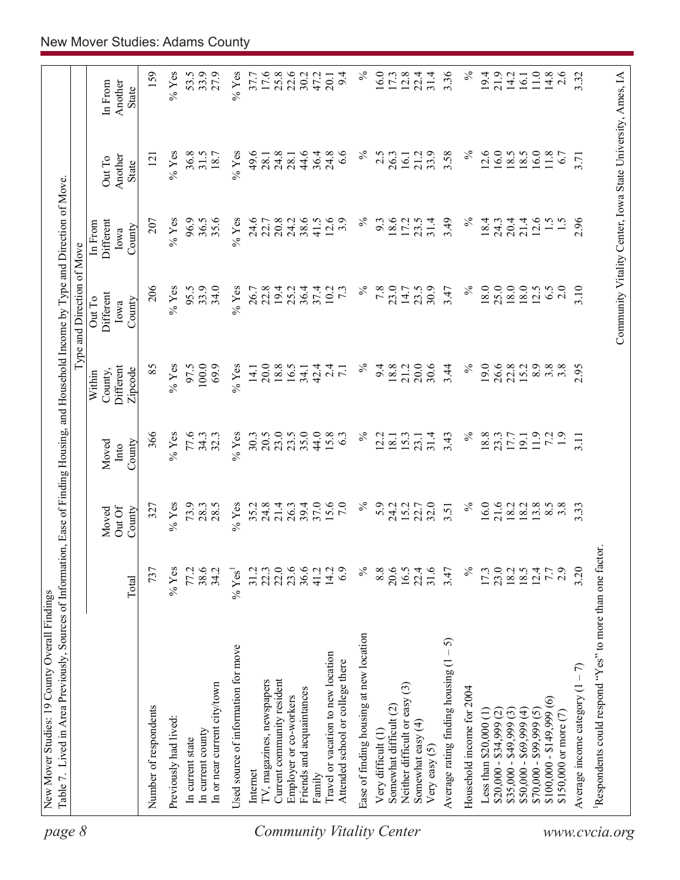New Mover Studies: 19 County Overall Findings

Table 7. Lived in Area Previously, Sources of Information, Ease of Finding Housing, and Household Income by Type and Direction of Move.

| | | | | Type and Direction of Move | | | | |
|---|---|---|---|---|---|---|---|---|
| | Total | Moved Out Of County | Moved Into County | Within County, Different Zipcode | Out To Different Iowa County | In From Different Iowa County | Out To Another State | In From Another State |
| Number of respondents | 737 | 327 | 366 | 85 | 206 | 207 | 121 | 159 |
| Previously had lived: | % Yes | % Yes | % Yes | % Yes | % Yes | % Yes | % Yes | % Yes |
| In current state | 77.2 | 73.9 | 77.6 | 97.5 | 95.5 | 96.9 | 36.8 | 53.5 |
| In current county | 38.6 | 28.3 | 34.3 | 100.0 | 33.9 | 36.5 | 31.5 | 33.9 |
| In or near current city/town | 34.2 | 28.5 | 32.3 | 69.9 | 34.0 | 35.6 | 18.7 | 27.9 |
| Used source of information for move | % Yes[1] | % Yes | % Yes | % Yes | % Yes | % Yes | % Yes | % Yes |
| Internet | 31.2 | 35.2 | 30.3 | 14.1 | 26.7 | 24.6 | 49.6 | 37.7 |
| TV, magazines, newspapers | 22.3 | 24.8 | 20.5 | 20.0 | 22.8 | 22.7 | 28.1 | 17.6 |
| Current community resident | 22.0 | 21.4 | 23.0 | 18.8 | 19.4 | 20.8 | 24.8 | 25.8 |
| Employer or co-workers | 23.6 | 26.3 | 23.5 | 16.5 | 25.2 | 24.2 | 28.1 | 22.6 |
| Friends and acquaintances | 36.6 | 39.4 | 35.0 | 34.1 | 36.4 | 38.6 | 44.6 | 30.2 |
| Family | 41.2 | 37.0 | 44.0 | 42.4 | 37.4 | 41.5 | 36.4 | 47.2 |
| Travel or vacation to new location | 14.2 | 15.6 | 15.8 | 2.4 | 10.2 | 12.6 | 24.8 | 20.1 |
| Attended school or college there | 6.9 | 7.0 | 6.3 | 7.1 | 7.3 | 3.9 | 6.6 | 9.4 |
| Ease of finding housing at new location | % | % | % | % | % | % | % | % |
| Very difficult (1) | 8.8 | 5.9 | 12.2 | 9.4 | 7.8 | 9.3 | 2.5 | 16.0 |
| Somewhat difficult (2) | 20.6 | 24.2 | 18.1 | 18.8 | 23.0 | 18.6 | 26.3 | 17.3 |
| Neither difficult or easy (3) | 16.5 | 15.2 | 15.3 | 21.2 | 14.7 | 17.2 | 16.1 | 12.8 |
| Somewhat easy (4) | 22.4 | 22.7 | 23.1 | 20.0 | 23.5 | 23.5 | 21.2 | 22.4 |
| Very easy (5) | 31.6 | 32.0 | 31.4 | 30.6 | 30.9 | 31.4 | 33.9 | 31.4 |
| Average rating finding housing (1 – 5) | 3.47 | 3.51 | 3.43 | 3.44 | 3.47 | 3.49 | 3.58 | 3.36 |
| Household income for 2004 | % | % | % | % | % | % | % | % |
| Less than $20,000 (1) | 17.3 | 16.0 | 18.8 | 19.0 | 18.0 | 18.4 | 12.6 | 19.4 |
| $20,000 - $34,999 (2) | 23.0 | 21.6 | 23.3 | 26.6 | 25.0 | 24.3 | 16.0 | 21.9 |
| $35,000 - $49,999 (3) | 18.2 | 18.2 | 17.7 | 22.8 | 18.0 | 20.4 | 18.5 | 14.2 |
| $50,000 - $69,999 (4) | 18.5 | 18.2 | 19.1 | 15.2 | 18.0 | 21.4 | 18.5 | 16.1 |
| $70,000 - $99,999 (5) | 12.4 | 13.8 | 11.9 | 8.9 | 12.5 | 12.6 | 16.0 | 11.0 |
| $100,000 - $149,999 (6) | 7.7 | 8.5 | 7.2 | 3.8 | 6.5 | 1.5 | 11.8 | 14.8 |
| $150,000 or more (7) | 2.9 | 3.8 | 1.9 | 3.8 | 2.0 | 1.5 | 6.7 | 2.6 |
| Average income category (1 – 7) | 3.20 | 3.33 | 3.11 | 2.95 | 3.10 | 2.96 | 3.71 | 3.32 |

[1]Respondents could respond "Yes" to more than one factor.

Community Vitality Center, Iowa State University, Ames, IA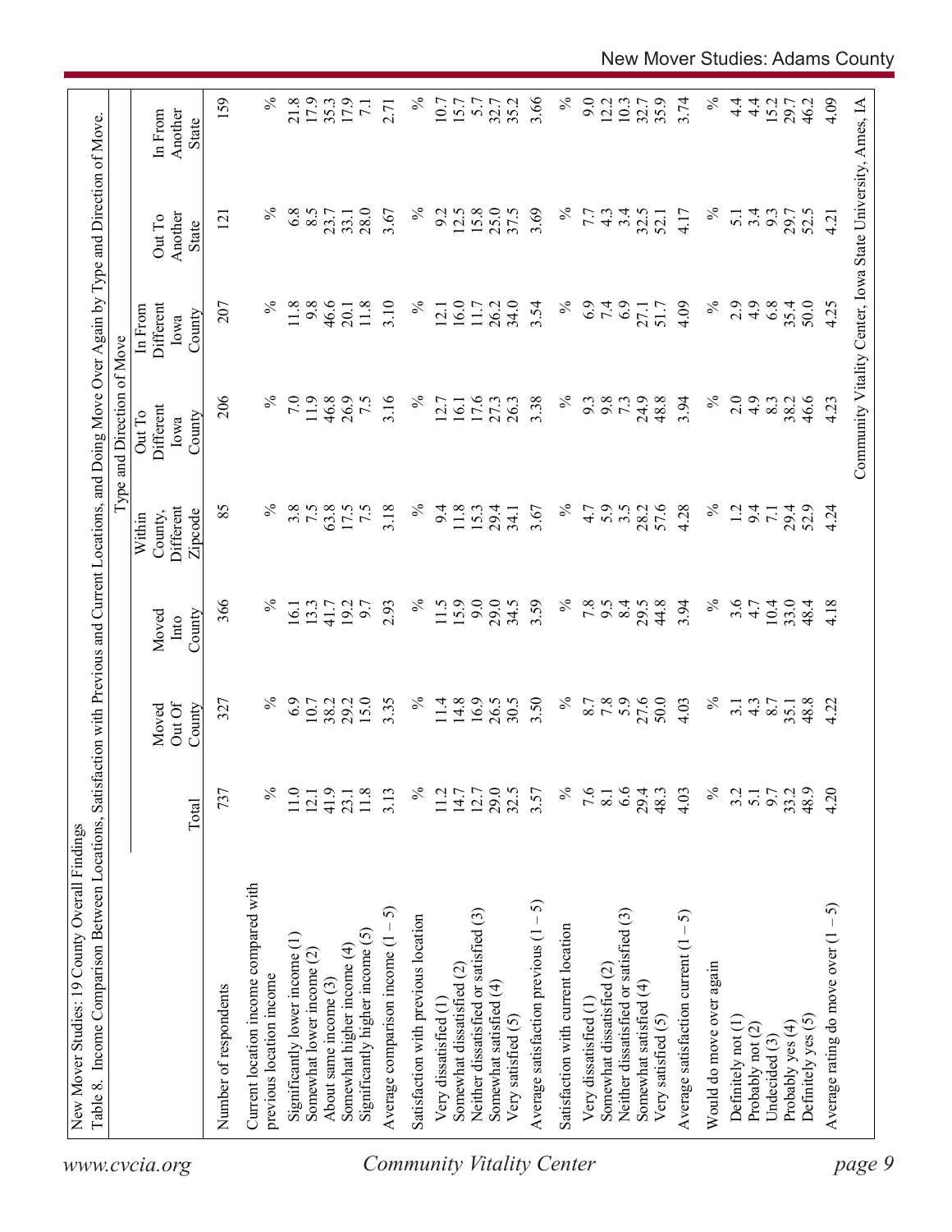New Mover Studies: 19 County Overall Findings

Table 8. Income Comparison Between Locations, Satisfaction with Previous and Current Locations, and Doing Move Over Again by Type and Direction of Move.

| | Total | Moved Out Of County | Moved Into County | Within County, Different Zipcode | Out To Different Iowa County | In From Different Iowa County | Out To Another State | In From Another State |
|---|---|---|---|---|---|---|---|---|
| | | Type and Direction of Move | | | | | | |
| Number of respondents | 737 | 327 | 366 | 85 | 206 | 207 | 121 | 159 |
| Current location income compared with previous location income | % | % | % | % | % | % | % | % |
| Significantly lower income (1) | 11.0 | 6.9 | 16.1 | 3.8 | 7.0 | 11.8 | 6.8 | 21.8 |
| Somewhat lower income (2) | 12.1 | 10.7 | 13.3 | 7.5 | 11.9 | 9.8 | 8.5 | 17.9 |
| About same income (3) | 41.9 | 38.2 | 41.7 | 63.8 | 46.8 | 46.6 | 23.7 | 35.3 |
| Somewhat higher income (4) | 23.1 | 29.2 | 19.2 | 17.5 | 26.9 | 20.1 | 33.1 | 17.9 |
| Significantly higher income (5) | 11.8 | 15.0 | 9.7 | 7.5 | 7.5 | 11.8 | 28.0 | 7.1 |
| Average comparison income (1 – 5) | 3.13 | 3.35 | 2.93 | 3.18 | 3.16 | 3.10 | 3.67 | 2.71 |
| Satisfaction with previous location | % | % | % | % | % | % | % | % |
| Very dissatisfied (1) | 11.2 | 11.4 | 11.5 | 9.4 | 12.7 | 12.1 | 9.2 | 10.7 |
| Somewhat dissatisfied (2) | 14.7 | 14.8 | 15.9 | 11.8 | 16.1 | 16.0 | 12.5 | 15.7 |
| Neither dissatisfied or satisfied (3) | 12.7 | 16.9 | 9.0 | 15.3 | 17.6 | 11.7 | 15.8 | 5.7 |
| Somewhat satisfied (4) | 29.0 | 26.5 | 29.0 | 29.4 | 27.3 | 26.2 | 25.0 | 32.7 |
| Very satisfied (5) | 32.5 | 30.5 | 34.5 | 34.1 | 26.3 | 34.0 | 37.5 | 35.2 |
| Average satisfaction previous (1 – 5) | 3.57 | 3.50 | 3.59 | 3.67 | 3.38 | 3.54 | 3.69 | 3.66 |
| Satisfaction with current location | % | % | % | % | % | % | % | % |
| Very dissatisfied (1) | 7.6 | 8.7 | 7.8 | 4.7 | 9.3 | 6.9 | 7.7 | 9.0 |
| Somewhat dissatisfied (2) | 8.1 | 7.8 | 9.5 | 5.9 | 9.8 | 7.4 | 4.3 | 12.2 |
| Neither dissatisfied or satisfied (3) | 6.6 | 5.9 | 8.4 | 3.5 | 7.3 | 6.9 | 3.4 | 10.3 |
| Somewhat satisfied (4) | 29.4 | 27.6 | 29.5 | 28.2 | 24.9 | 27.1 | 32.5 | 32.7 |
| Very satisfied (5) | 48.3 | 50.0 | 44.8 | 57.6 | 48.8 | 51.7 | 52.1 | 35.9 |
| Average satisfaction current (1 – 5) | 4.03 | 4.03 | 3.94 | 4.28 | 3.94 | 4.09 | 4.17 | 3.74 |
| Would do move over again | % | % | % | % | % | % | % | % |
| Definitely not (1) | 3.2 | 3.1 | 3.6 | 1.2 | 2.0 | 2.9 | 5.1 | 4.4 |
| Probably not (2) | 5.1 | 4.3 | 4.7 | 9.4 | 4.9 | 4.9 | 3.4 | 4.4 |
| Undecided (3) | 9.7 | 8.7 | 10.4 | 7.1 | 8.3 | 6.8 | 9.3 | 15.2 |
| Probably yes (4) | 33.2 | 35.1 | 33.0 | 29.4 | 38.2 | 35.4 | 29.7 | 29.7 |
| Definitely yes (5) | 48.9 | 48.8 | 48.4 | 52.9 | 46.6 | 50.0 | 52.5 | 46.2 |
| Average rating do move over (1 – 5) | 4.20 | 4.22 | 4.18 | 4.24 | 4.23 | 4.25 | 4.21 | 4.09 |

Community Vitality Center, Iowa State University, Ames, IA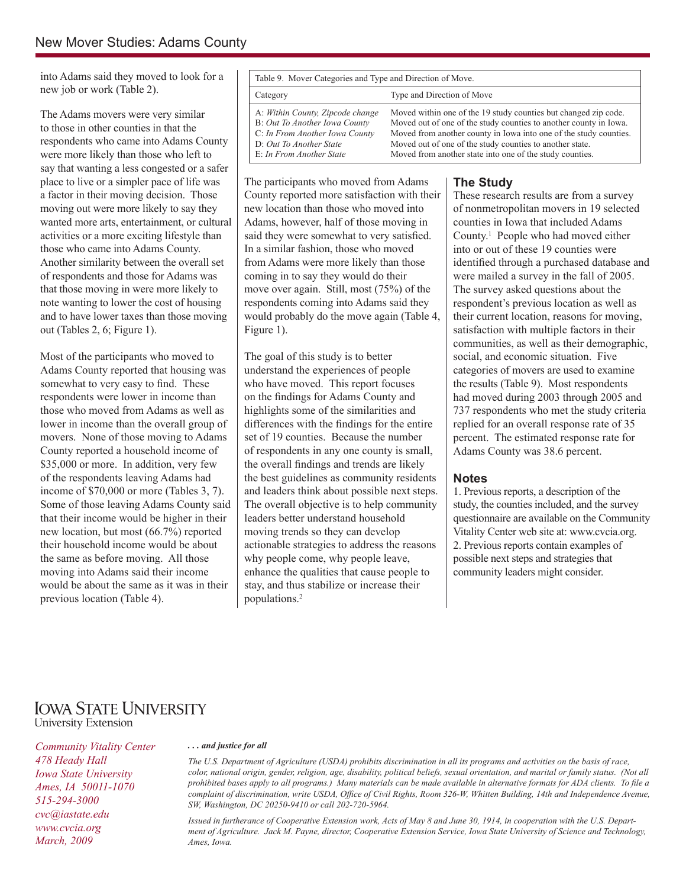into Adams said they moved to look for a new job or work (Table 2).

The Adams movers were very similar to those in other counties in that the respondents who came into Adams County were more likely than those who left to say that wanting a less congested or a safer place to live or a simpler pace of life was a factor in their moving decision. Those moving out were more likely to say they wanted more arts, entertainment, or cultural activities or a more exciting lifestyle than those who came into Adams County. Another similarity between the overall set of respondents and those for Adams was that those moving in were more likely to note wanting to lower the cost of housing and to have lower taxes than those moving out (Tables 2, 6; Figure 1).

Most of the participants who moved to Adams County reported that housing was somewhat to very easy to find. These respondents were lower in income than those who moved from Adams as well as lower in income than the overall group of movers. None of those moving to Adams County reported a household income of $35,000 or more. In addition, very few of the respondents leaving Adams had income of $70,000 or more (Tables 3, 7). Some of those leaving Adams County said that their income would be higher in their new location, but most (66.7%) reported their household income would be about the same as before moving. All those moving into Adams said their income would be about the same as it was in their previous location (Table 4).

Table 9. Mover Categories and Type and Direction of Move.

| Category | Type and Direction of Move |
|---|---|
| A: *Within County, Zipcode change* | Moved within one of the 19 study counties but changed zip code. |
| B: *Out To Another Iowa County* | Moved out of one of the study counties to another county in Iowa. |
| C: *In From Another Iowa County* | Moved from another county in Iowa into one of the study counties. |
| D: *Out To Another State* | Moved out of one of the study counties to another state. |
| E: *In From Another State* | Moved from another state into one of the study counties. |

The participants who moved from Adams County reported more satisfaction with their new location than those who moved into Adams, however, half of those moving in said they were somewhat to very satisfied. In a similar fashion, those who moved from Adams were more likely than those coming in to say they would do their move over again. Still, most (75%) of the respondents coming into Adams said they would probably do the move again (Table 4, Figure 1).

The goal of this study is to better understand the experiences of people who have moved. This report focuses on the findings for Adams County and highlights some of the similarities and differences with the findings for the entire set of 19 counties. Because the number of respondents in any one county is small, the overall findings and trends are likely the best guidelines as community residents and leaders think about possible next steps. The overall objective is to help community leaders better understand household moving trends so they can develop actionable strategies to address the reasons why people come, why people leave, enhance the qualities that cause people to stay, and thus stabilize or increase their populations.[2]

## The Study

These research results are from a survey of nonmetropolitan movers in 19 selected counties in Iowa that included Adams County.[1] People who had moved either into or out of these 19 counties were identified through a purchased database and were mailed a survey in the fall of 2005. The survey asked questions about the respondent's previous location as well as their current location, reasons for moving, satisfaction with multiple factors in their communities, as well as their demographic, social, and economic situation. Five categories of movers are used to examine the results (Table 9). Most respondents had moved during 2003 through 2005 and 737 respondents who met the study criteria replied for an overall response rate of 35 percent. The estimated response rate for Adams County was 38.6 percent.

## Notes

1. Previous reports, a description of the study, the counties included, and the survey questionnaire are available on the Community Vitality Center web site at: www.cvcia.org.
2. Previous reports contain examples of possible next steps and strategies that community leaders might consider.

IOWA STATE UNIVERSITY
University Extension

*Community Vitality Center*
*478 Heady Hall*
*Iowa State University*
*Ames, IA 50011-1070*
*515-294-3000*
*cvc@iastate.edu*
*www.cvcia.org*
*March, 2009*

***. . . and justice for all***

*The U.S. Department of Agriculture (USDA) prohibits discrimination in all its programs and activities on the basis of race, color, national origin, gender, religion, age, disability, political beliefs, sexual orientation, and marital or family status. (Not all prohibited bases apply to all programs.) Many materials can be made available in alternative formats for ADA clients. To file a complaint of discrimination, write USDA, Office of Civil Rights, Room 326-W, Whitten Building, 14th and Independence Avenue, SW, Washington, DC 20250-9410 or call 202-720-5964.*

*Issued in furtherance of Cooperative Extension work, Acts of May 8 and June 30, 1914, in cooperation with the U.S. Department of Agriculture. Jack M. Payne, director, Cooperative Extension Service, Iowa State University of Science and Technology, Ames, Iowa.*